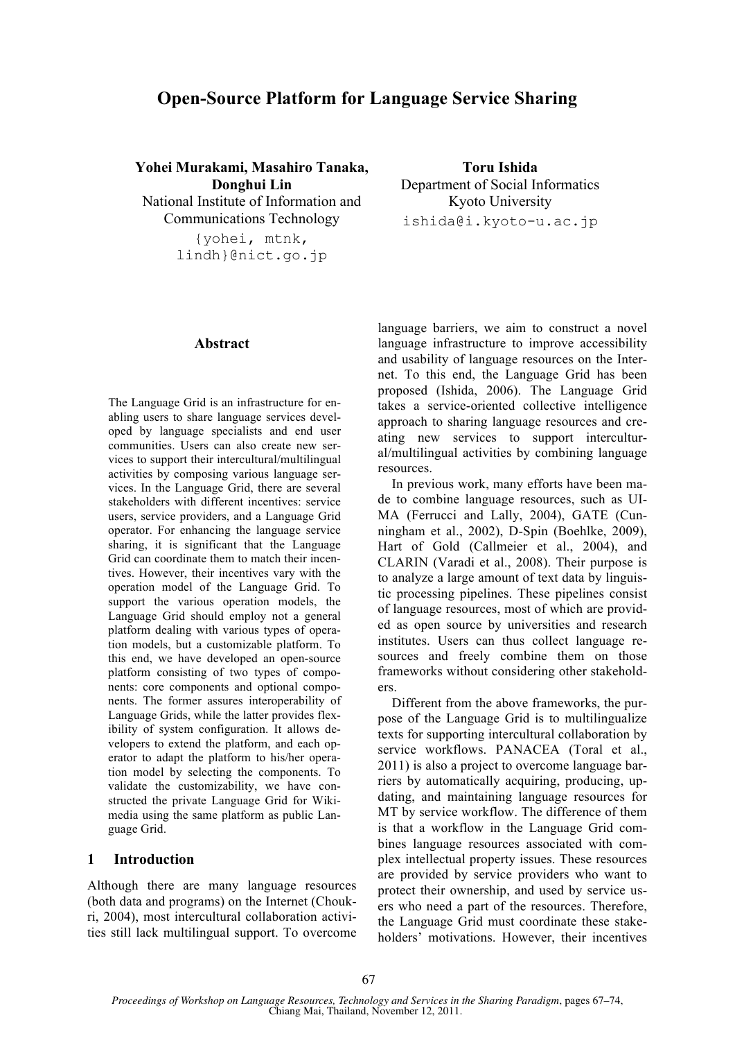# Open-Source Platform for Language Service Sharing

**Yohei Murakami, Masahiro Tanaka, Donghui Lin**
National Institute of Information and Communications Technology
{yohei, mtnk, lindh}@nict.go.jp

**Toru Ishida**
Department of Social Informatics
Kyoto University
ishida@i.kyoto-u.ac.jp

## Abstract

The Language Grid is an infrastructure for enabling users to share language services developed by language specialists and end user communities. Users can also create new services to support their intercultural/multilingual activities by composing various language services. In the Language Grid, there are several stakeholders with different incentives: service users, service providers, and a Language Grid operator. For enhancing the language service sharing, it is significant that the Language Grid can coordinate them to match their incentives. However, their incentives vary with the operation model of the Language Grid. To support the various operation models, the Language Grid should employ not a general platform dealing with various types of operation models, but a customizable platform. To this end, we have developed an open-source platform consisting of two types of components: core components and optional components. The former assures interoperability of Language Grids, while the latter provides flexibility of system configuration. It allows developers to extend the platform, and each operator to adapt the platform to his/her operation model by selecting the components. To validate the customizability, we have constructed the private Language Grid for Wikimedia using the same platform as public Language Grid.

## 1 Introduction

Although there are many language resources (both data and programs) on the Internet (Choukri, 2004), most intercultural collaboration activities still lack multilingual support. To overcome language barriers, we aim to construct a novel language infrastructure to improve accessibility and usability of language resources on the Internet. To this end, the Language Grid has been proposed (Ishida, 2006). The Language Grid takes a service-oriented collective intelligence approach to sharing language resources and creating new services to support intercultural/multilingual activities by combining language resources.

In previous work, many efforts have been made to combine language resources, such as UIMA (Ferrucci and Lally, 2004), GATE (Cunningham et al., 2002), D-Spin (Boehlke, 2009), Hart of Gold (Callmeier et al., 2004), and CLARIN (Varadi et al., 2008). Their purpose is to analyze a large amount of text data by linguistic processing pipelines. These pipelines consist of language resources, most of which are provided as open source by universities and research institutes. Users can thus collect language resources and freely combine them on those frameworks without considering other stakeholders.

Different from the above frameworks, the purpose of the Language Grid is to multilingualize texts for supporting intercultural collaboration by service workflows. PANACEA (Toral et al., 2011) is also a project to overcome language barriers by automatically acquiring, producing, updating, and maintaining language resources for MT by service workflow. The difference of them is that a workflow in the Language Grid combines language resources associated with complex intellectual property issues. These resources are provided by service providers who want to protect their ownership, and used by service users who need a part of the resources. Therefore, the Language Grid must coordinate these stakeholders' motivations. However, their incentives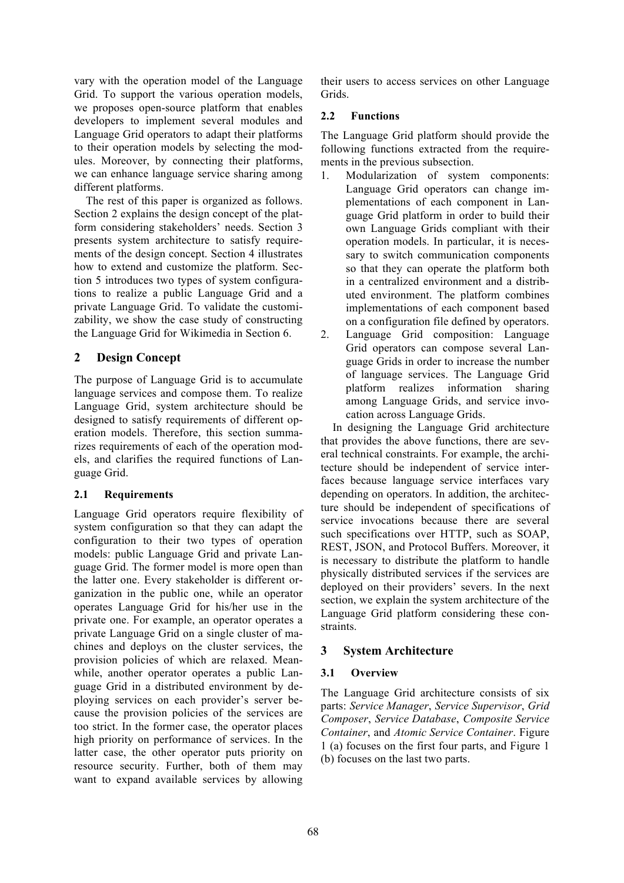vary with the operation model of the Language Grid. To support the various operation models, we proposes open-source platform that enables developers to implement several modules and Language Grid operators to adapt their platforms to their operation models by selecting the modules. Moreover, by connecting their platforms, we can enhance language service sharing among different platforms.

The rest of this paper is organized as follows. Section 2 explains the design concept of the platform considering stakeholders' needs. Section 3 presents system architecture to satisfy requirements of the design concept. Section 4 illustrates how to extend and customize the platform. Section 5 introduces two types of system configurations to realize a public Language Grid and a private Language Grid. To validate the customizability, we show the case study of constructing the Language Grid for Wikimedia in Section 6.

## 2 Design Concept

The purpose of Language Grid is to accumulate language services and compose them. To realize Language Grid, system architecture should be designed to satisfy requirements of different operation models. Therefore, this section summarizes requirements of each of the operation models, and clarifies the required functions of Language Grid.

### 2.1 Requirements

Language Grid operators require flexibility of system configuration so that they can adapt the configuration to their two types of operation models: public Language Grid and private Language Grid. The former model is more open than the latter one. Every stakeholder is different organization in the public one, while an operator operates Language Grid for his/her use in the private one. For example, an operator operates a private Language Grid on a single cluster of machines and deploys on the cluster services, the provision policies of which are relaxed. Meanwhile, another operator operates a public Language Grid in a distributed environment by deploying services on each provider's server because the provision policies of the services are too strict. In the former case, the operator places high priority on performance of services. In the latter case, the other operator puts priority on resource security. Further, both of them may want to expand available services by allowing their users to access services on other Language Grids.

### 2.2 Functions

The Language Grid platform should provide the following functions extracted from the requirements in the previous subsection.

1. Modularization of system components: Language Grid operators can change implementations of each component in Language Grid platform in order to build their own Language Grids compliant with their operation models. In particular, it is necessary to switch communication components so that they can operate the platform both in a centralized environment and a distributed environment. The platform combines implementations of each component based on a configuration file defined by operators.
2. Language Grid composition: Language Grid operators can compose several Language Grids in order to increase the number of language services. The Language Grid platform realizes information sharing among Language Grids, and service invocation across Language Grids.

In designing the Language Grid architecture that provides the above functions, there are several technical constraints. For example, the architecture should be independent of service interfaces because language service interfaces vary depending on operators. In addition, the architecture should be independent of specifications of service invocations because there are several such specifications over HTTP, such as SOAP, REST, JSON, and Protocol Buffers. Moreover, it is necessary to distribute the platform to handle physically distributed services if the services are deployed on their providers' severs. In the next section, we explain the system architecture of the Language Grid platform considering these constraints.

## 3 System Architecture

### 3.1 Overview

The Language Grid architecture consists of six parts: *Service Manager*, *Service Supervisor*, *Grid Composer*, *Service Database*, *Composite Service Container*, and *Atomic Service Container*. Figure 1 (a) focuses on the first four parts, and Figure 1 (b) focuses on the last two parts.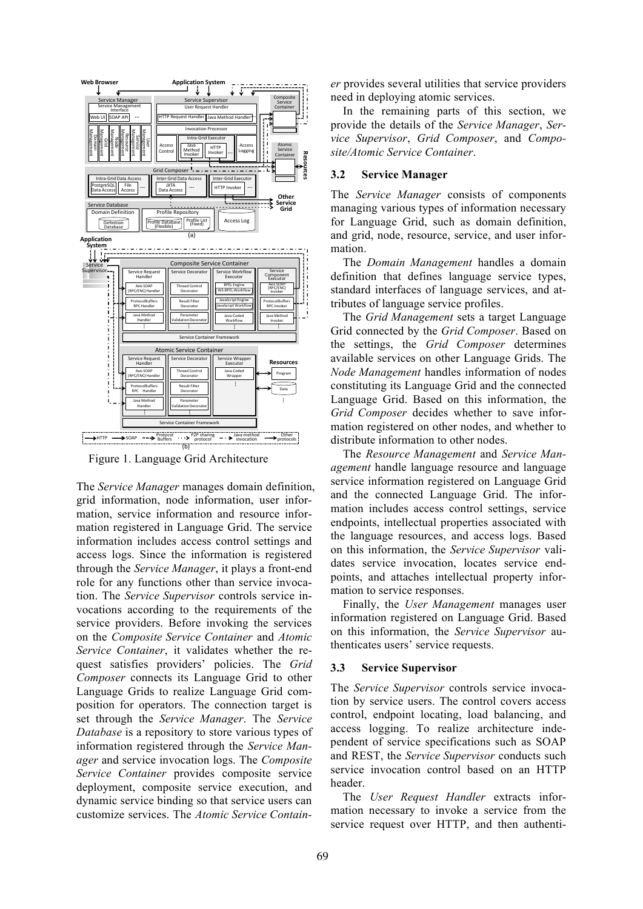Figure 1. Language Grid Architecture

The *Service Manager* manages domain definition, grid information, node information, user information, service information and resource information registered in Language Grid. The service information includes access control settings and access logs. Since the information is registered through the *Service Manager*, it plays a front-end role for any functions other than service invocation. The *Service Supervisor* controls service invocations according to the requirements of the service providers. Before invoking the services on the *Composite Service Container* and *Atomic Service Container*, it validates whether the request satisfies providers' policies. The *Grid Composer* connects its Language Grid to other Language Grids to realize Language Grid composition for operators. The connection target is set through the *Service Manager*. The *Service Database* is a repository to store various types of information registered through the *Service Manager* and service invocation logs. The *Composite Service Container* provides composite service deployment, composite service execution, and dynamic service binding so that service users can customize services. The *Atomic Service Container* provides several utilities that service providers need in deploying atomic services.

In the remaining parts of this section, we provide the details of the *Service Manager*, *Service Supervisor*, *Grid Composer*, and *Composite/Atomic Service Container*.

### 3.2 Service Manager

The *Service Manager* consists of components managing various types of information necessary for Language Grid, such as domain definition, and grid, node, resource, service, and user information.

The *Domain Management* handles a domain definition that defines language service types, standard interfaces of language services, and attributes of language service profiles.

The *Grid Management* sets a target Language Grid connected by the *Grid Composer*. Based on the settings, the *Grid Composer* determines available services on other Language Grids. The *Node Management* handles information of nodes constituting its Language Grid and the connected Language Grid. Based on this information, the *Grid Composer* decides whether to save information registered on other nodes, and whether to distribute information to other nodes.

The *Resource Management* and *Service Management* handle language resource and language service information registered on Language Grid and the connected Language Grid. The information includes access control settings, service endpoints, intellectual properties associated with the language resources, and access logs. Based on this information, the *Service Supervisor* validates service invocation, locates service endpoints, and attaches intellectual property information to service responses.

Finally, the *User Management* manages user information registered on Language Grid. Based on this information, the *Service Supervisor* authenticates users' service requests.

### 3.3 Service Supervisor

The *Service Supervisor* controls service invocation by service users. The control covers access control, endpoint locating, load balancing, and access logging. To realize architecture independent of service specifications such as SOAP and REST, the *Service Supervisor* conducts such service invocation control based on an HTTP header.

The *User Request Handler* extracts information necessary to invoke a service from the service request over HTTP, and then authenti-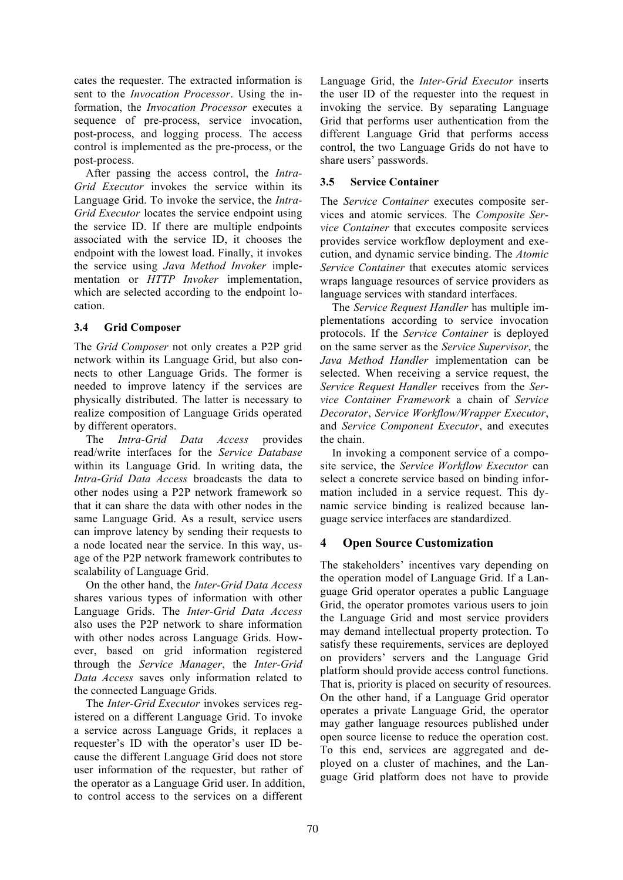cates the requester. The extracted information is sent to the *Invocation Processor*. Using the information, the *Invocation Processor* executes a sequence of pre-process, service invocation, post-process, and logging process. The access control is implemented as the pre-process, or the post-process.

After passing the access control, the *Intra-Grid Executor* invokes the service within its Language Grid. To invoke the service, the *Intra-Grid Executor* locates the service endpoint using the service ID. If there are multiple endpoints associated with the service ID, it chooses the endpoint with the lowest load. Finally, it invokes the service using *Java Method Invoker* implementation or *HTTP Invoker* implementation, which are selected according to the endpoint location.

### 3.4 Grid Composer

The *Grid Composer* not only creates a P2P grid network within its Language Grid, but also connects to other Language Grids. The former is needed to improve latency if the services are physically distributed. The latter is necessary to realize composition of Language Grids operated by different operators.

The *Intra-Grid Data Access* provides read/write interfaces for the *Service Database* within its Language Grid. In writing data, the *Intra-Grid Data Access* broadcasts the data to other nodes using a P2P network framework so that it can share the data with other nodes in the same Language Grid. As a result, service users can improve latency by sending their requests to a node located near the service. In this way, usage of the P2P network framework contributes to scalability of Language Grid.

On the other hand, the *Inter-Grid Data Access* shares various types of information with other Language Grids. The *Inter-Grid Data Access* also uses the P2P network to share information with other nodes across Language Grids. However, based on grid information registered through the *Service Manager*, the *Inter-Grid Data Access* saves only information related to the connected Language Grids.

The *Inter-Grid Executor* invokes services registered on a different Language Grid. To invoke a service across Language Grids, it replaces a requester's ID with the operator's user ID because the different Language Grid does not store user information of the requester, but rather of the operator as a Language Grid user. In addition, to control access to the services on a different Language Grid, the *Inter-Grid Executor* inserts the user ID of the requester into the request in invoking the service. By separating Language Grid that performs user authentication from the different Language Grid that performs access control, the two Language Grids do not have to share users' passwords.

### 3.5 Service Container

The *Service Container* executes composite services and atomic services. The *Composite Service Container* that executes composite services provides service workflow deployment and execution, and dynamic service binding. The *Atomic Service Container* that executes atomic services wraps language resources of service providers as language services with standard interfaces.

The *Service Request Handler* has multiple implementations according to service invocation protocols. If the *Service Container* is deployed on the same server as the *Service Supervisor*, the *Java Method Handler* implementation can be selected. When receiving a service request, the *Service Request Handler* receives from the *Service Container Framework* a chain of *Service Decorator*, *Service Workflow/Wrapper Executor*, and *Service Component Executor*, and executes the chain.

In invoking a component service of a composite service, the *Service Workflow Executor* can select a concrete service based on binding information included in a service request. This dynamic service binding is realized because language service interfaces are standardized.

## 4 Open Source Customization

The stakeholders' incentives vary depending on the operation model of Language Grid. If a Language Grid operator operates a public Language Grid, the operator promotes various users to join the Language Grid and most service providers may demand intellectual property protection. To satisfy these requirements, services are deployed on providers' servers and the Language Grid platform should provide access control functions. That is, priority is placed on security of resources. On the other hand, if a Language Grid operator operates a private Language Grid, the operator may gather language resources published under open source license to reduce the operation cost. To this end, services are aggregated and deployed on a cluster of machines, and the Language Grid platform does not have to provide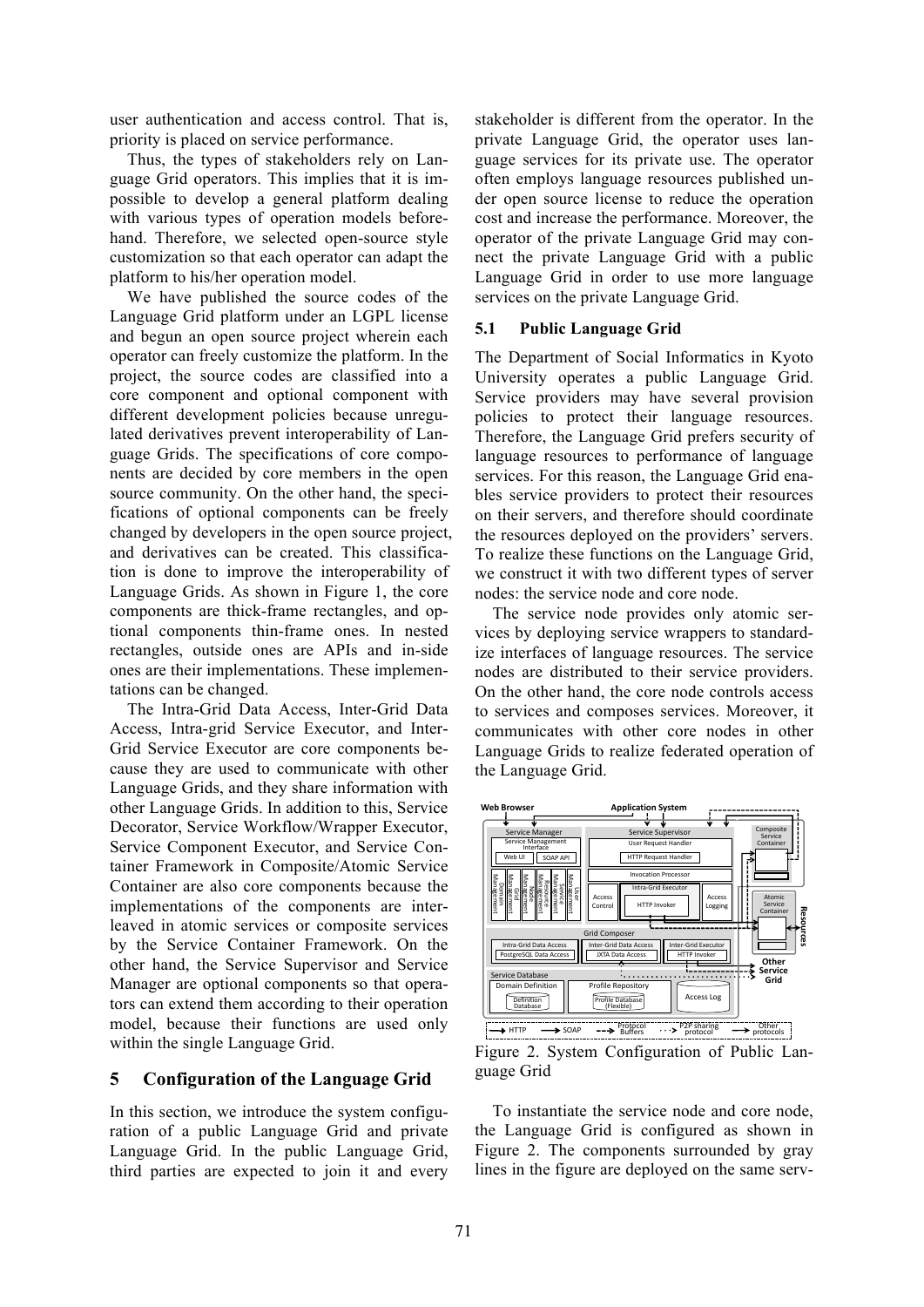user authentication and access control. That is, priority is placed on service performance.

Thus, the types of stakeholders rely on Language Grid operators. This implies that it is impossible to develop a general platform dealing with various types of operation models beforehand. Therefore, we selected open-source style customization so that each operator can adapt the platform to his/her operation model.

We have published the source codes of the Language Grid platform under an LGPL license and begun an open source project wherein each operator can freely customize the platform. In the project, the source codes are classified into a core component and optional component with different development policies because unregulated derivatives prevent interoperability of Language Grids. The specifications of core components are decided by core members in the open source community. On the other hand, the specifications of optional components can be freely changed by developers in the open source project, and derivatives can be created. This classification is done to improve the interoperability of Language Grids. As shown in Figure 1, the core components are thick-frame rectangles, and optional components thin-frame ones. In nested rectangles, outside ones are APIs and in-side ones are their implementations. These implementations can be changed.

The Intra-Grid Data Access, Inter-Grid Data Access, Intra-grid Service Executor, and Inter-Grid Service Executor are core components because they are used to communicate with other Language Grids, and they share information with other Language Grids. In addition to this, Service Decorator, Service Workflow/Wrapper Executor, Service Component Executor, and Service Container Framework in Composite/Atomic Service Container are also core components because the implementations of the components are interleaved in atomic services or composite services by the Service Container Framework. On the other hand, the Service Supervisor and Service Manager are optional components so that operators can extend them according to their operation model, because their functions are used only within the single Language Grid.

## 5 Configuration of the Language Grid

In this section, we introduce the system configuration of a public Language Grid and private Language Grid. In the public Language Grid, third parties are expected to join it and every stakeholder is different from the operator. In the private Language Grid, the operator uses language services for its private use. The operator often employs language resources published under open source license to reduce the operation cost and increase the performance. Moreover, the operator of the private Language Grid may connect the private Language Grid with a public Language Grid in order to use more language services on the private Language Grid.

### 5.1 Public Language Grid

The Department of Social Informatics in Kyoto University operates a public Language Grid. Service providers may have several provision policies to protect their language resources. Therefore, the Language Grid prefers security of language resources to performance of language services. For this reason, the Language Grid enables service providers to protect their resources on their servers, and therefore should coordinate the resources deployed on the providers' servers. To realize these functions on the Language Grid, we construct it with two different types of server nodes: the service node and core node.

The service node provides only atomic services by deploying service wrappers to standardize interfaces of language resources. The service nodes are distributed to their service providers. On the other hand, the core node controls access to services and composes services. Moreover, it communicates with other core nodes in other Language Grids to realize federated operation of the Language Grid.

Figure 2. System Configuration of Public Language Grid

To instantiate the service node and core node, the Language Grid is configured as shown in Figure 2. The components surrounded by gray lines in the figure are deployed on the same serv-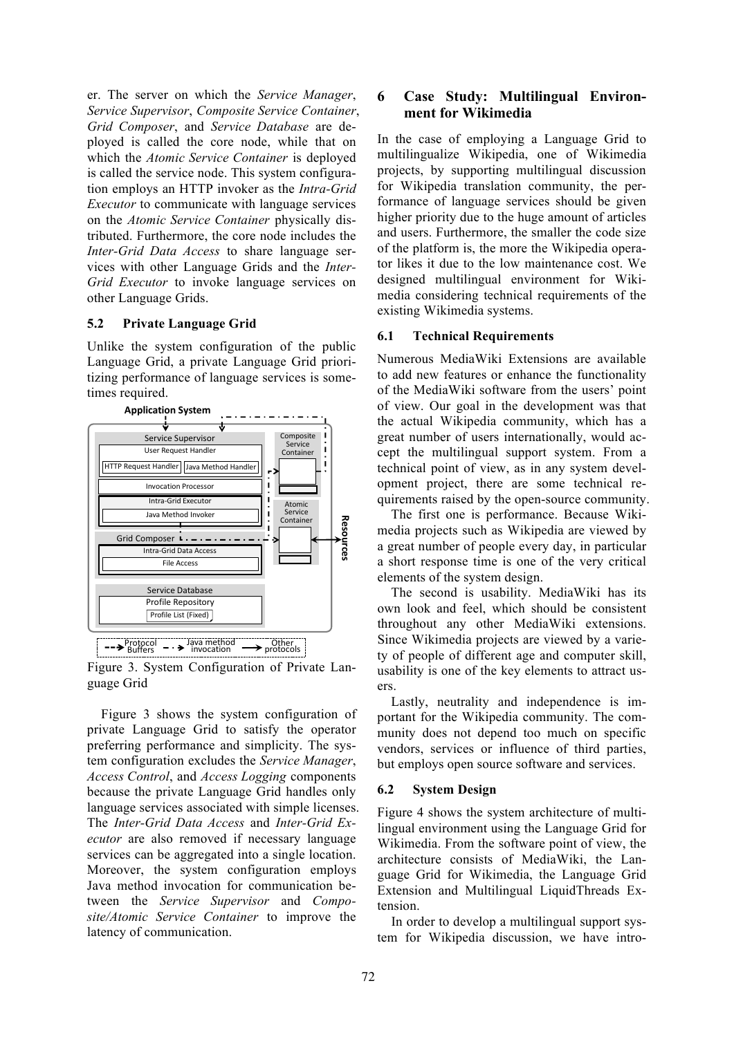er. The server on which the *Service Manager*, *Service Supervisor*, *Composite Service Container*, *Grid Composer*, and *Service Database* are deployed is called the core node, while that on which the *Atomic Service Container* is deployed is called the service node. This system configuration employs an HTTP invoker as the *Intra-Grid Executor* to communicate with language services on the *Atomic Service Container* physically distributed. Furthermore, the core node includes the *Inter-Grid Data Access* to share language services with other Language Grids and the *Inter-Grid Executor* to invoke language services on other Language Grids.

### 5.2 Private Language Grid

Unlike the system configuration of the public Language Grid, a private Language Grid prioritizing performance of language services is sometimes required.

Figure 3. System Configuration of Private Language Grid

Figure 3 shows the system configuration of private Language Grid to satisfy the operator preferring performance and simplicity. The system configuration excludes the *Service Manager*, *Access Control*, and *Access Logging* components because the private Language Grid handles only language services associated with simple licenses. The *Inter-Grid Data Access* and *Inter-Grid Executor* are also removed if necessary language services can be aggregated into a single location. Moreover, the system configuration employs Java method invocation for communication between the *Service Supervisor* and *Composite/Atomic Service Container* to improve the latency of communication.

## 6 Case Study: Multilingual Environment for Wikimedia

In the case of employing a Language Grid to multilingualize Wikipedia, one of Wikimedia projects, by supporting multilingual discussion for Wikipedia translation community, the performance of language services should be given higher priority due to the huge amount of articles and users. Furthermore, the smaller the code size of the platform is, the more the Wikipedia operator likes it due to the low maintenance cost. We designed multilingual environment for Wikimedia considering technical requirements of the existing Wikimedia systems.

### 6.1 Technical Requirements

Numerous MediaWiki Extensions are available to add new features or enhance the functionality of the MediaWiki software from the users' point of view. Our goal in the development was that the actual Wikipedia community, which has a great number of users internationally, would accept the multilingual support system. From a technical point of view, as in any system development project, there are some technical requirements raised by the open-source community.

The first one is performance. Because Wikimedia projects such as Wikipedia are viewed by a great number of people every day, in particular a great number of people every day, in particular a short response time is one of the very critical elements of the system design.

The second is usability. MediaWiki has its own look and feel, which should be consistent throughout any other MediaWiki extensions. Since Wikimedia projects are viewed by a variety of people of different age and computer skill, usability is one of the key elements to attract users.

Lastly, neutrality and independence is important for the Wikipedia community. The community does not depend too much on specific vendors, services or influence of third parties, but employs open source software and services.

### 6.2 System Design

Figure 4 shows the system architecture of multilingual environment using the Language Grid for Wikimedia. From the software point of view, the architecture consists of MediaWiki, the Language Grid for Wikimedia, the Language Grid Extension and Multilingual LiquidThreads Extension.

In order to develop a multilingual support system for Wikipedia discussion, we have intro-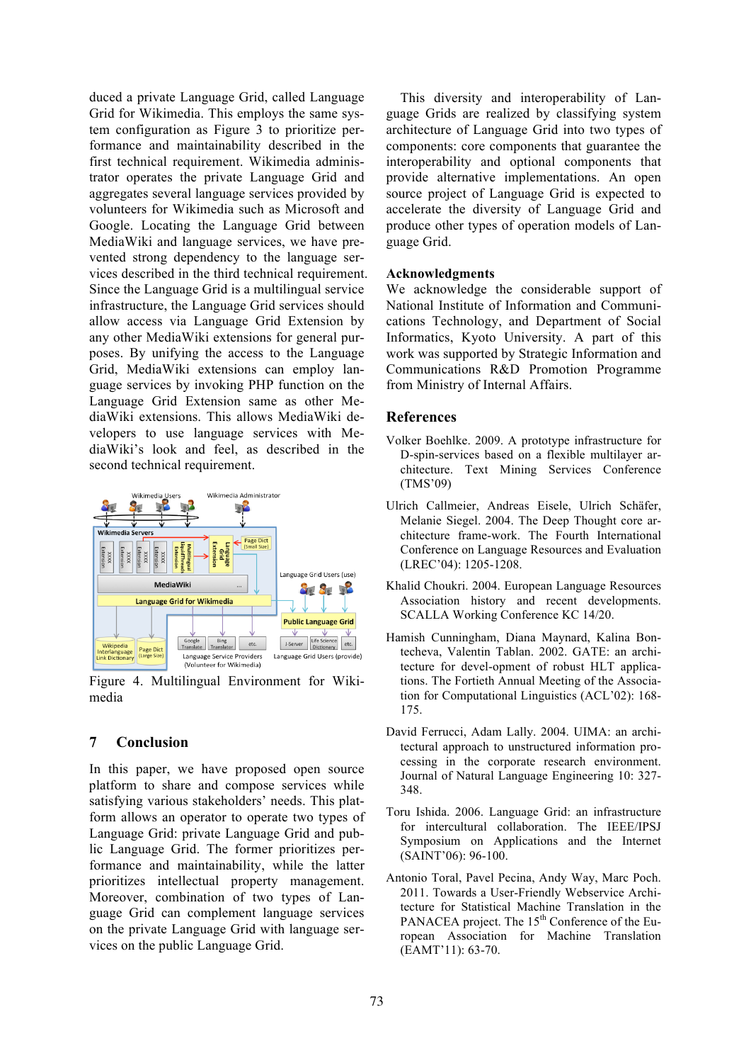duced a private Language Grid, called Language Grid for Wikimedia. This employs the same system configuration as Figure 3 to prioritize performance and maintainability described in the first technical requirement. Wikimedia administrator operates the private Language Grid and aggregates several language services provided by volunteers for Wikimedia such as Microsoft and Google. Locating the Language Grid between MediaWiki and language services, we have prevented strong dependency to the language services described in the third technical requirement. Since the Language Grid is a multilingual service infrastructure, the Language Grid services should allow access via Language Grid Extension by any other MediaWiki extensions for general purposes. By unifying the access to the Language Grid, MediaWiki extensions can employ language services by invoking PHP function on the Language Grid Extension same as other MediaWiki extensions. This allows MediaWiki developers to use language services with MediaWiki's look and feel, as described in the second technical requirement.

Figure 4. Multilingual Environment for Wikimedia

## 7 Conclusion

In this paper, we have proposed open source platform to share and compose services while satisfying various stakeholders' needs. This platform allows an operator to operate two types of Language Grid: private Language Grid and public Language Grid. The former prioritizes performance and maintainability, while the latter prioritizes intellectual property management. Moreover, combination of two types of Language Grid can complement language services on the private Language Grid with language services on the public Language Grid.

This diversity and interoperability of Language Grids are realized by classifying system architecture of Language Grid into two types of components: core components that guarantee the interoperability and optional components that provide alternative implementations. An open source project of Language Grid is expected to accelerate the diversity of Language Grid and produce other types of operation models of Language Grid.

### Acknowledgments

We acknowledge the considerable support of National Institute of Information and Communications Technology, and Department of Social Informatics, Kyoto University. A part of this work was supported by Strategic Information and Communications R&D Promotion Programme from Ministry of Internal Affairs.

## References

Volker Boehlke. 2009. A prototype infrastructure for D-spin-services based on a flexible multilayer architecture. Text Mining Services Conference (TMS'09)

Ulrich Callmeier, Andreas Eisele, Ulrich Schäfer, Melanie Siegel. 2004. The Deep Thought core architecture frame-work. The Fourth International Conference on Language Resources and Evaluation (LREC'04): 1205-1208.

Khalid Choukri. 2004. European Language Resources Association history and recent developments. SCALLA Working Conference KC 14/20.

Hamish Cunningham, Diana Maynard, Kalina Bontecheva, Valentin Tablan. 2002. GATE: an architecture for devel-opment of robust HLT applications. The Fortieth Annual Meeting of the Association for Computational Linguistics (ACL'02): 168-175.

David Ferrucci, Adam Lally. 2004. UIMA: an architectural approach to unstructured information processing in the corporate research environment. Journal of Natural Language Engineering 10: 327-348.

Toru Ishida. 2006. Language Grid: an infrastructure for intercultural collaboration. The IEEE/IPSJ Symposium on Applications and the Internet (SAINT'06): 96-100.

Antonio Toral, Pavel Pecina, Andy Way, Marc Poch. 2011. Towards a User-Friendly Webservice Architecture for Statistical Machine Translation in the PANACEA project. The 15th Conference of the European Association for Machine Translation (EAMT'11): 63-70.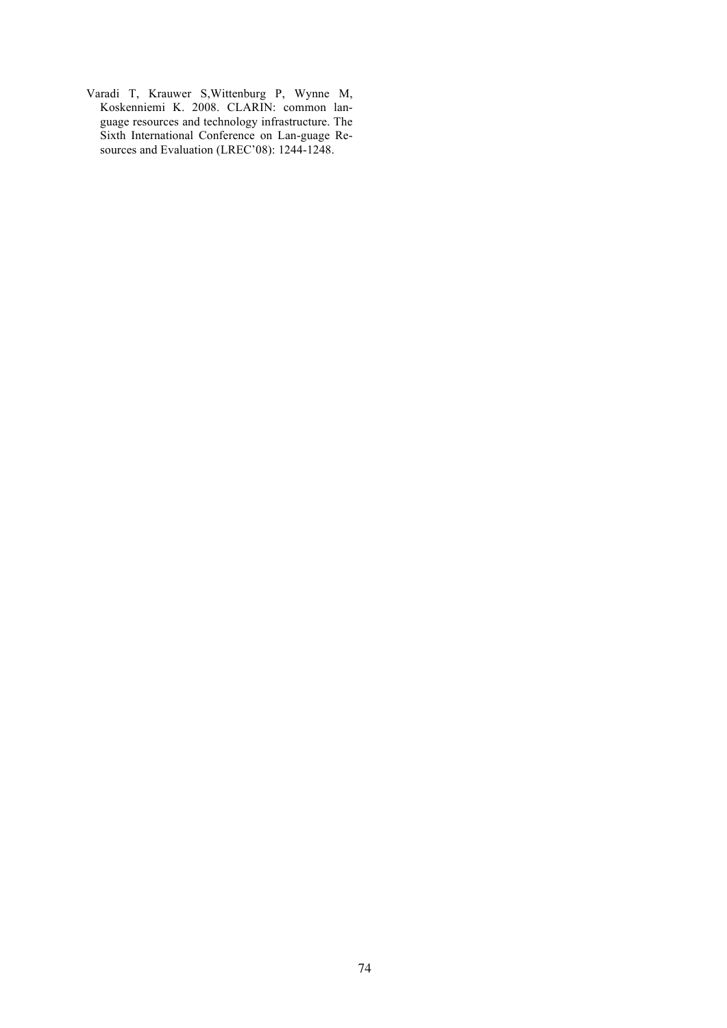Varadi T, Krauwer S,Wittenburg P, Wynne M, Koskenniemi K. 2008. CLARIN: common language resources and technology infrastructure. The Sixth International Conference on Lan-guage Resources and Evaluation (LREC'08): 1244-1248.